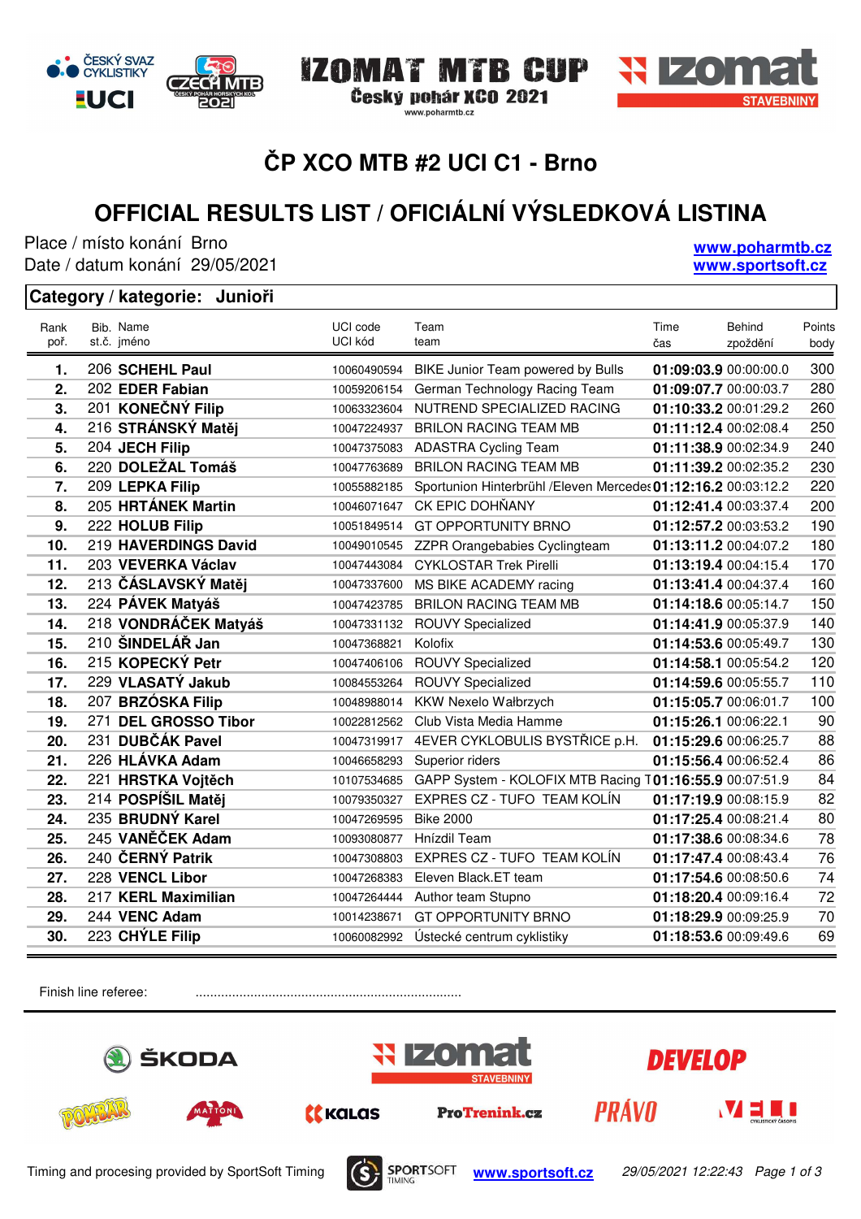# ČP XCO MTB #2 UCI C1 - Brno

## OFFICIAL RESULTS LIST / OFICIÁLNÍ VÝSLEDKOVÁ LISTINA

Place / místo konání Brno
Date / datum konání 29/05/2021

www.poharmtb.cz
www.sportsoft.cz

**Category / kategorie: Junioři**

| Rank poř. | Bib. st.č. | Name jméno | UCI code UCI kód | Team team | Time čas | Behind zpoždění | Points body |
|---|---|---|---|---|---|---|---|
| **1.** | 206 | **SCHEHL Paul** | 10060490594 | BIKE Junior Team powered by Bulls | **01:09:03.9** | 00:00:00.0 | 300 |
| **2.** | 202 | **EDER Fabian** | 10059206154 | German Technology Racing Team | **01:09:07.7** | 00:00:03.7 | 280 |
| **3.** | 201 | **KONEČNÝ Filip** | 10063323604 | NUTREND SPECIALIZED RACING | **01:10:33.2** | 00:01:29.2 | 260 |
| **4.** | 216 | **STRÁNSKÝ Matěj** | 10047224937 | BRILON RACING TEAM MB | **01:11:12.4** | 00:02:08.4 | 250 |
| **5.** | 204 | **JECH Filip** | 10047375083 | ADASTRA Cycling Team | **01:11:38.9** | 00:02:34.9 | 240 |
| **6.** | 220 | **DOLEŽAL Tomáš** | 10047763689 | BRILON RACING TEAM MB | **01:11:39.2** | 00:02:35.2 | 230 |
| **7.** | 209 | **LEPKA Filip** | 10055882185 | Sportunion Hinterbrühl /Eleven Mercedes | **01:12:16.2** | 00:03:12.2 | 220 |
| **8.** | 205 | **HRTÁNEK Martin** | 10046071647 | CK EPIC DOHŇANY | **01:12:41.4** | 00:03:37.4 | 200 |
| **9.** | 222 | **HOLUB Filip** | 10051849514 | GT OPPORTUNITY BRNO | **01:12:57.2** | 00:03:53.2 | 190 |
| **10.** | 219 | **HAVERDINGS David** | 10049010545 | ZZPR Orangebabies Cyclingteam | **01:13:11.2** | 00:04:07.2 | 180 |
| **11.** | 203 | **VEVERKA Václav** | 10047443084 | CYKLOSTAR Trek Pirelli | **01:13:19.4** | 00:04:15.4 | 170 |
| **12.** | 213 | **ČÁSLAVSKÝ Matěj** | 10047337600 | MS BIKE ACADEMY racing | **01:13:41.4** | 00:04:37.4 | 160 |
| **13.** | 224 | **PÁVEK Matyáš** | 10047423785 | BRILON RACING TEAM MB | **01:14:18.6** | 00:05:14.7 | 150 |
| **14.** | 218 | **VONDRÁČEK Matyáš** | 10047331132 | ROUVY Specialized | **01:14:41.9** | 00:05:37.9 | 140 |
| **15.** | 210 | **ŠINDELÁŘ Jan** | 10047368821 | Kolofix | **01:14:53.6** | 00:05:49.7 | 130 |
| **16.** | 215 | **KOPECKÝ Petr** | 10047406106 | ROUVY Specialized | **01:14:58.1** | 00:05:54.2 | 120 |
| **17.** | 229 | **VLASATÝ Jakub** | 10084553264 | ROUVY Specialized | **01:14:59.6** | 00:05:55.7 | 110 |
| **18.** | 207 | **BRZÓSKA Filip** | 10048988014 | KKW Nexelo Wałbrzych | **01:15:05.7** | 00:06:01.7 | 100 |
| **19.** | 271 | **DEL GROSSO Tibor** | 10022812562 | Club Vista Media Hamme | **01:15:26.1** | 00:06:22.1 | 90 |
| **20.** | 231 | **DUBČÁK Pavel** | 10047319917 | 4EVER CYKLOBULIS BYSTŘICE p.H. | **01:15:29.6** | 00:06:25.7 | 88 |
| **21.** | 226 | **HLÁVKA Adam** | 10046658293 | Superior riders | **01:15:56.4** | 00:06:52.4 | 86 |
| **22.** | 221 | **HRSTKA Vojtěch** | 10107534685 | GAPP System - KOLOFIX MTB Racing T | **01:16:55.9** | 00:07:51.9 | 84 |
| **23.** | 214 | **POSPÍŠIL Matěj** | 10079350327 | EXPRES CZ - TUFO TEAM KOLÍN | **01:17:19.9** | 00:08:15.9 | 82 |
| **24.** | 235 | **BRUDNÝ Karel** | 10047269595 | Bike 2000 | **01:17:25.4** | 00:08:21.4 | 80 |
| **25.** | 245 | **VANĚČEK Adam** | 10093080877 | Hnízdil Team | **01:17:38.6** | 00:08:34.6 | 78 |
| **26.** | 240 | **ČERNÝ Patrik** | 10047308803 | EXPRES CZ - TUFO TEAM KOLÍN | **01:17:47.4** | 00:08:43.4 | 76 |
| **27.** | 228 | **VENCL Libor** | 10047268383 | Eleven Black.ET team | **01:17:54.6** | 00:08:50.6 | 74 |
| **28.** | 217 | **KERL Maximilian** | 10047264444 | Author team Stupno | **01:18:20.4** | 00:09:16.4 | 72 |
| **29.** | 244 | **VENC Adam** | 10014238671 | GT OPPORTUNITY BRNO | **01:18:29.9** | 00:09:25.9 | 70 |
| **30.** | 223 | **CHÝLE Filip** | 10060082992 | Ústecké centrum cyklistiky | **01:18:53.6** | 00:09:49.6 | 69 |

Finish line referee: ........................................................................

Timing and procesing provided by SportSoft Timing www.sportsoft.cz 29/05/2021 12:22:43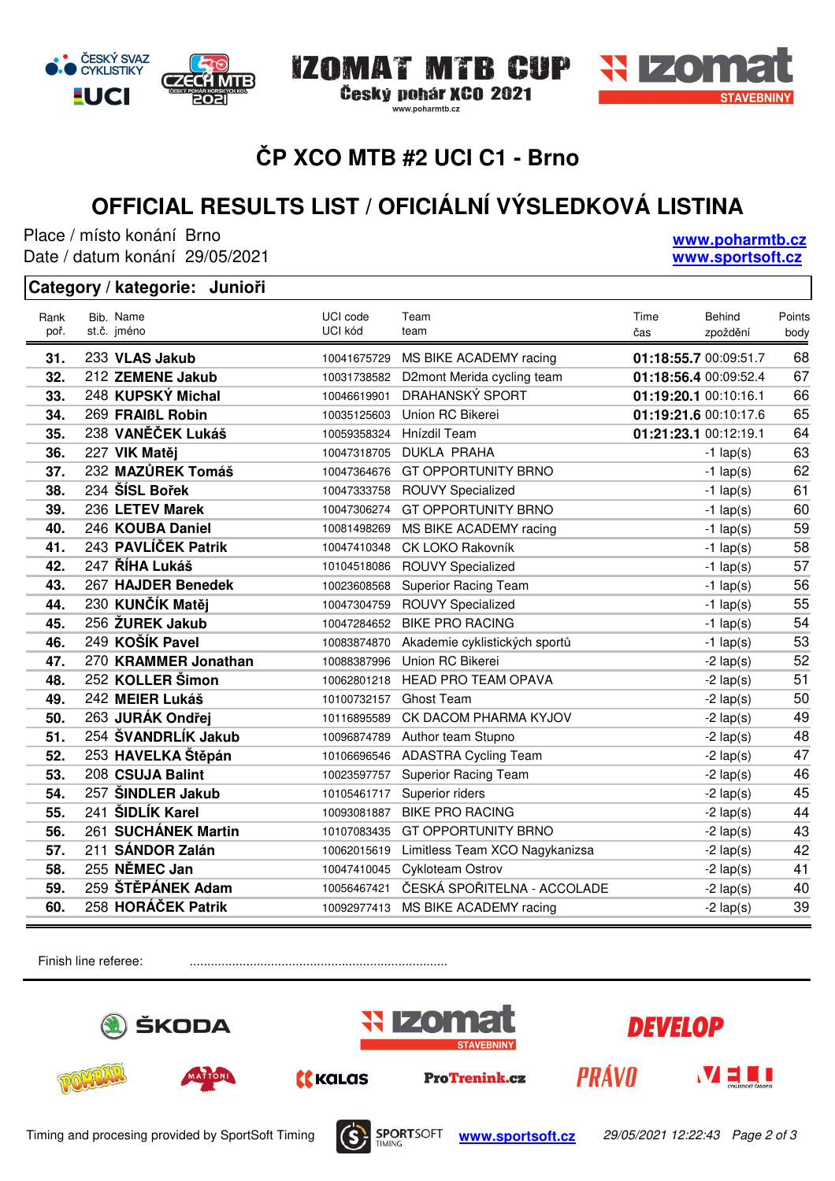# ČP XCO MTB #2 UCI C1 - Brno

## OFFICIAL RESULTS LIST / OFICIÁLNÍ VÝSLEDKOVÁ LISTINA

Place / místo konání Brno
Date / datum konání 29/05/2021

www.poharmtb.cz
www.sportsoft.cz

**Category / kategorie: Junioři**

| Rank poř. | Bib. st.č. | Name jméno | UCI code UCI kód | Team team | Time čas | Behind zpoždění | Points body |
|---|---|---|---|---|---|---|---|
| 31. | 233 | **VLAS Jakub** | 10041675729 | MS BIKE ACADEMY racing | **01:18:55.7** | 00:09:51.7 | 68 |
| 32. | 212 | **ZEMENE Jakub** | 10031738582 | D2mont Merida cycling team | **01:18:56.4** | 00:09:52.4 | 67 |
| 33. | 248 | **KUPSKÝ Michal** | 10046619901 | DRAHANSKÝ SPORT | **01:19:20.1** | 00:10:16.1 | 66 |
| 34. | 269 | **FRAIßL Robin** | 10035125603 | Union RC Bikerei | **01:19:21.6** | 00:10:17.6 | 65 |
| 35. | 238 | **VANĚČEK Lukáš** | 10059358324 | Hnízdil Team | **01:21:23.1** | 00:12:19.1 | 64 |
| 36. | 227 | **VIK Matěj** | 10047318705 | DUKLA PRAHA | | -1 lap(s) | 63 |
| 37. | 232 | **MAZŮREK Tomáš** | 10047364676 | GT OPPORTUNITY BRNO | | -1 lap(s) | 62 |
| 38. | 234 | **ŠÍSL Bořek** | 10047333758 | ROUVY Specialized | | -1 lap(s) | 61 |
| 39. | 236 | **LETEV Marek** | 10047306274 | GT OPPORTUNITY BRNO | | -1 lap(s) | 60 |
| 40. | 246 | **KOUBA Daniel** | 10081498269 | MS BIKE ACADEMY racing | | -1 lap(s) | 59 |
| 41. | 243 | **PAVLÍČEK Patrik** | 10047410348 | CK LOKO Rakovník | | -1 lap(s) | 58 |
| 42. | 247 | **ŘÍHA Lukáš** | 10104518086 | ROUVY Specialized | | -1 lap(s) | 57 |
| 43. | 267 | **HAJDER Benedek** | 10023608568 | Superior Racing Team | | -1 lap(s) | 56 |
| 44. | 230 | **KUNČÍK Matěj** | 10047304759 | ROUVY Specialized | | -1 lap(s) | 55 |
| 45. | 256 | **ŽUREK Jakub** | 10047284652 | BIKE PRO RACING | | -1 lap(s) | 54 |
| 46. | 249 | **KOŠÍK Pavel** | 10083874870 | Akademie cyklistických sportů | | -1 lap(s) | 53 |
| 47. | 270 | **KRAMMER Jonathan** | 10088387996 | Union RC Bikerei | | -2 lap(s) | 52 |
| 48. | 252 | **KOLLER Šimon** | 10062801218 | HEAD PRO TEAM OPAVA | | -2 lap(s) | 51 |
| 49. | 242 | **MEIER Lukáš** | 10100732157 | Ghost Team | | -2 lap(s) | 50 |
| 50. | 263 | **JURÁK Ondřej** | 10116895589 | CK DACOM PHARMA KYJOV | | -2 lap(s) | 49 |
| 51. | 254 | **ŠVANDRLÍK Jakub** | 10096874789 | Author team Stupno | | -2 lap(s) | 48 |
| 52. | 253 | **HAVELKA Štěpán** | 10106696546 | ADASTRA Cycling Team | | -2 lap(s) | 47 |
| 53. | 208 | **CSUJA Balint** | 10023597757 | Superior Racing Team | | -2 lap(s) | 46 |
| 54. | 257 | **ŠINDLER Jakub** | 10105461717 | Superior riders | | -2 lap(s) | 45 |
| 55. | 241 | **ŠIDLÍK Karel** | 10093081887 | BIKE PRO RACING | | -2 lap(s) | 44 |
| 56. | 261 | **SUCHÁNEK Martin** | 10107083435 | GT OPPORTUNITY BRNO | | -2 lap(s) | 43 |
| 57. | 211 | **SÁNDOR Zalán** | 10062015619 | Limitless Team XCO Nagykanizsa | | -2 lap(s) | 42 |
| 58. | 255 | **NĚMEC Jan** | 10047410045 | Cykloteam Ostrov | | -2 lap(s) | 41 |
| 59. | 259 | **ŠTĚPÁNEK Adam** | 10056467421 | ČESKÁ SPOŘITELNA - ACCOLADE | | -2 lap(s) | 40 |
| 60. | 258 | **HORÁČEK Patrik** | 10092977413 | MS BIKE ACADEMY racing | | -2 lap(s) | 39 |

Finish line referee: ........................................................................

Timing and procesing provided by SportSoft Timing www.sportsoft.cz 29/05/2021 12:22:43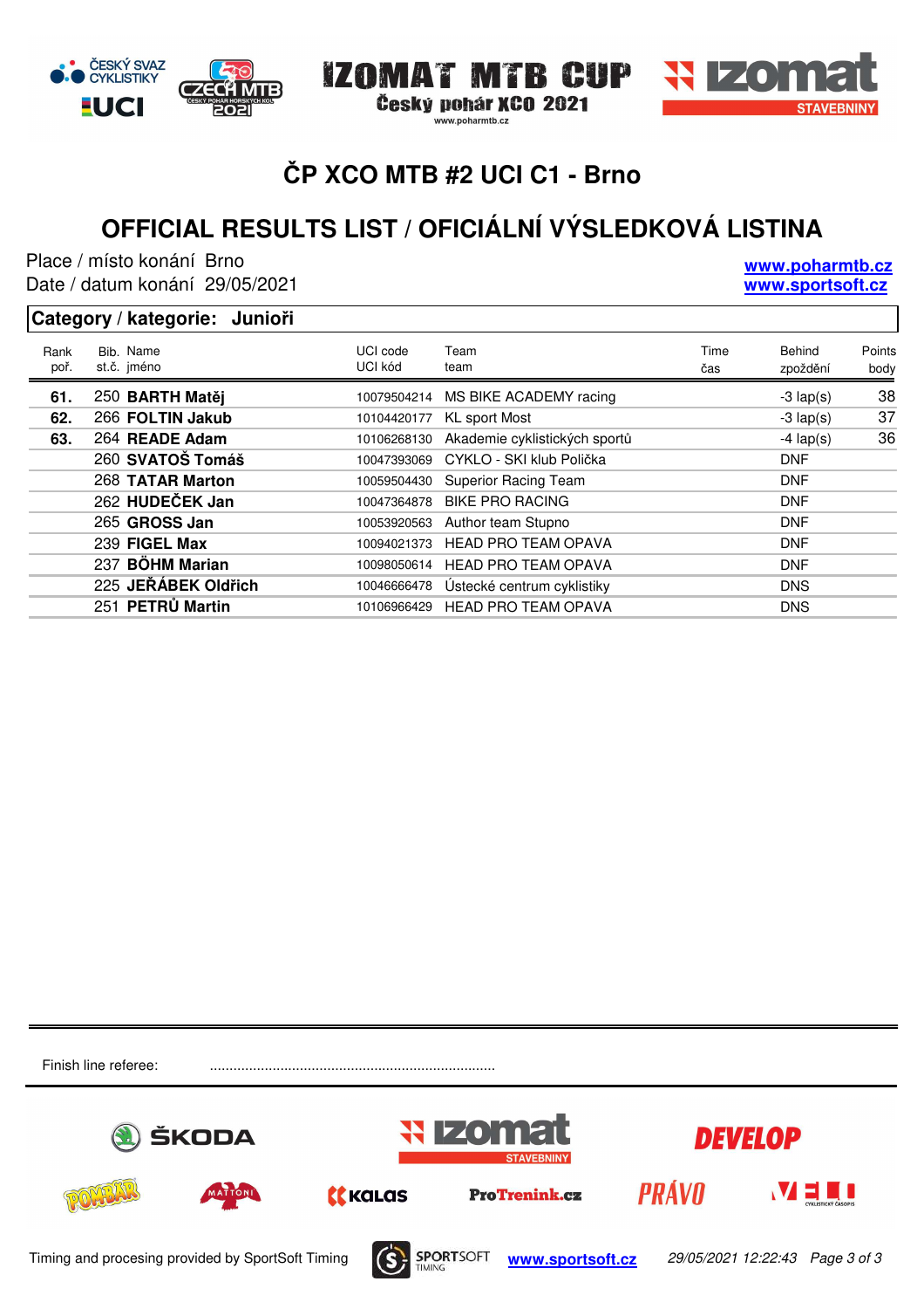# ČP XCO MTB #2 UCI C1 - Brno

## OFFICIAL RESULTS LIST / OFICIÁLNÍ VÝSLEDKOVÁ LISTINA

Place / místo konání Brno
Date / datum konání 29/05/2021

www.poharmtb.cz
www.sportsoft.cz

**Category / kategorie: Junioři**

| Rank poř. | Bib. st.č. | Name jméno | UCI code UCI kód | Team team | Time čas | Behind zpoždění | Points body |
|---|---|---|---|---|---|---|---|
| **61.** | 250 | **BARTH Matěj** | 10079504214 | MS BIKE ACADEMY racing | | -3 lap(s) | 38 |
| **62.** | 266 | **FOLTIN Jakub** | 10104420177 | KL sport Most | | -3 lap(s) | 37 |
| **63.** | 264 | **READE Adam** | 10106268130 | Akademie cyklistických sportů | | -4 lap(s) | 36 |
| | 260 | **SVATOŠ Tomáš** | 10047393069 | CYKLO - SKI klub Polička | | DNF | |
| | 268 | **TATAR Marton** | 10059504430 | Superior Racing Team | | DNF | |
| | 262 | **HUDEČEK Jan** | 10047364878 | BIKE PRO RACING | | DNF | |
| | 265 | **GROSS Jan** | 10053920563 | Author team Stupno | | DNF | |
| | 239 | **FIGEL Max** | 10094021373 | HEAD PRO TEAM OPAVA | | DNF | |
| | 237 | **BÖHM Marian** | 10098050614 | HEAD PRO TEAM OPAVA | | DNF | |
| | 225 | **JEŘÁBEK Oldřich** | 10046666478 | Ústecké centrum cyklistiky | | DNS | |
| | 251 | **PETRŮ Martin** | 10106966429 | HEAD PRO TEAM OPAVA | | DNS | |

Finish line referee: ........................................................................

Timing and procesing provided by SportSoft Timing www.sportsoft.cz 29/05/2021 12:22:43